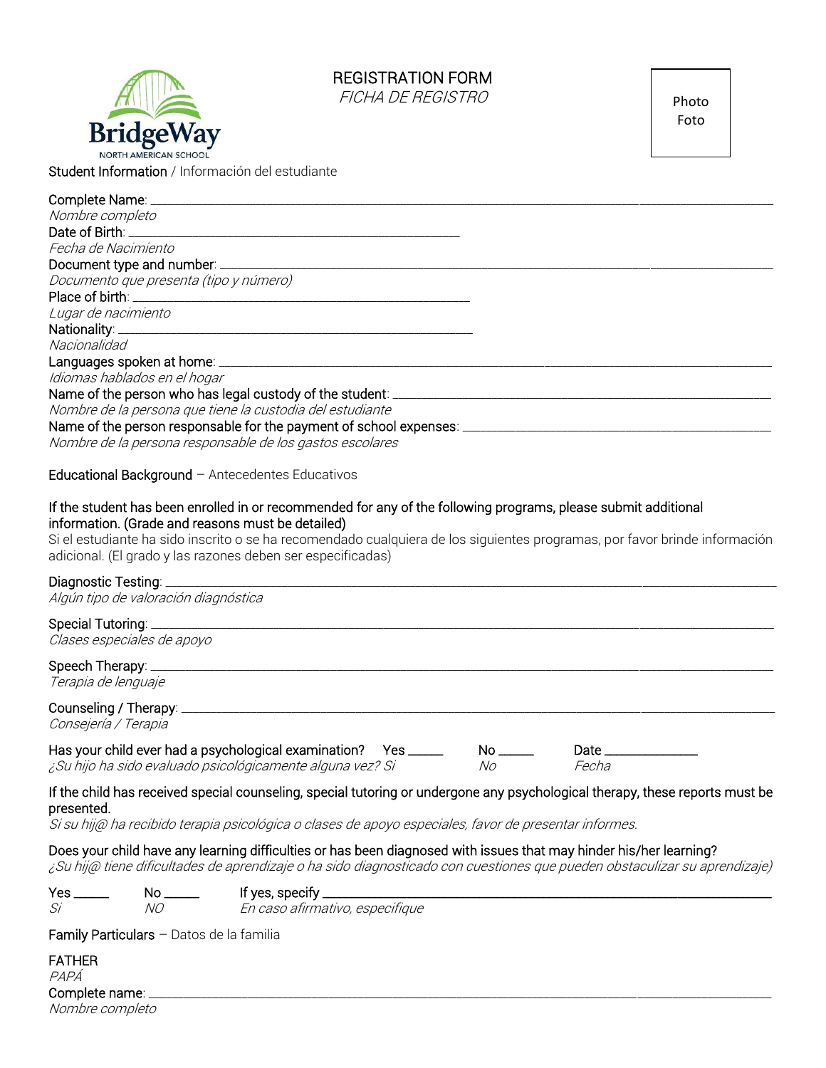BridgeWay
NORTH AMERICAN SCHOOL

# REGISTRATION FORM
*FICHA DE REGISTRO*

Photo
Foto

## Student Information / Información del estudiante

Complete Name: ____________________________________________
*Nombre completo*
Date of Birth: ____________________________
*Fecha de Nacimiento*
Document type and number: ____________________________________________
*Documento que presenta (tipo y número)*
Place of birth: ____________________________
*Lugar de nacimiento*
Nationality: ____________________________
*Nacionalidad*
Languages spoken at home: ____________________________________________
*Idiomas hablados en el hogar*
Name of the person who has legal custody of the student: ____________________________
*Nombre de la persona que tiene la custodia del estudiante*
Name of the person responsable for the payment of school expenses: ____________________________
*Nombre de la persona responsable de los gastos escolares*

## Educational Background – Antecedentes Educativos

If the student has been enrolled in or recommended for any of the following programs, please submit additional information. (Grade and reasons must be detailed)
Si el estudiante ha sido inscrito o se ha recomendado cualquiera de los siguientes programas, por favor brinde información adicional. (El grado y las razones deben ser especificadas)

Diagnostic Testing: ____________________________________________
*Algún tipo de valoración diagnóstica*

Special Tutoring: ____________________________________________
*Clases especiales de apoyo*

Speech Therapy: ____________________________________________
*Terapia de lenguaje*

Counseling / Therapy: ____________________________________________
*Consejería / Terapia*

Has your child ever had a psychological examination? Yes _____ No _____ Date ____________
*¿Su hijo ha sido evaluado psicológicamente alguna vez? Si* *No* *Fecha*

If the child has received special counseling, special tutoring or undergone any psychological therapy, these reports must be presented.
*Si su hij@ ha recibido terapia psicológica o clases de apoyo especiales, favor de presentar informes.*

Does your child have any learning difficulties or has been diagnosed with issues that may hinder his/her learning?
*¿Su hij@ tiene dificultades de aprendizaje o ha sido diagnosticado con cuestiones que pueden obstaculizar su aprendizaje)*

Yes _____ No _____ If yes, specify ____________________________________________
*Sí* *NO* *En caso afirmativo, especifique*

## Family Particulars – Datos de la familia

FATHER
*PAPÁ*
Complete name: ____________________________________________
*Nombre completo*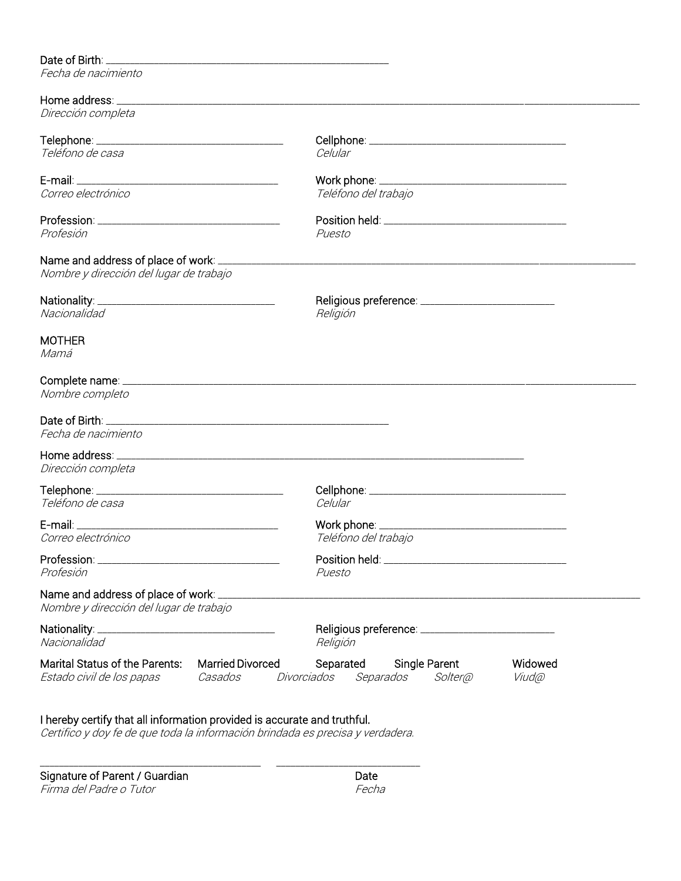Date of Birth: ______________________________________________
*Fecha de nacimiento*

Home address: ______________________________________________________________________________________________
*Dirección completa*

Telephone: ________________________________ Cellphone: __________________________________
*Teléfono de casa* *Celular*

E-mail: __________________________________ Work phone: ________________________________
*Correo electrónico* *Teléfono del trabajo*

Profession: _______________________________ Position held: ______________________________
*Profesión* *Puesto*

Name and address of place of work: ______________________________________________________________________
*Nombre y dirección del lugar de trabajo*

Nationality: ______________________________ Religious preference: _______________________
*Nacionalidad* *Religión*

MOTHER
*Mamá*

Complete name: ____________________________________________________________________________________________
*Nombre completo*

Date of Birth: ______________________________________________
*Fecha de nacimiento*

Home address: __________________________________________________________________________
*Dirección completa*

Telephone: ________________________________ Cellphone: __________________________________
*Teléfono de casa* *Celular*

E-mail: __________________________________ Work phone: ________________________________
*Correo electrónico* *Teléfono del trabajo*

Profession: _______________________________ Position held: ______________________________
*Profesión* *Puesto*

Name and address of place of work: ______________________________________________________________________
*Nombre y dirección del lugar de trabajo*

Nationality: ______________________________ Religious preference: _______________________
*Nacionalidad* *Religión*

Marital Status of the Parents: Married Divorced Separated Single Parent Widowed
*Estado civil de los papas* *Casados* *Divorciados* *Separados* *Solter@* *Viud@*

I hereby certify that all information provided is accurate and truthful.
*Certifico y doy fe de que toda la información brindada es precisa y verdadera.*

____________________________________ __________________________
Signature of Parent / Guardian Date
*Firma del Padre o Tutor* *Fecha*